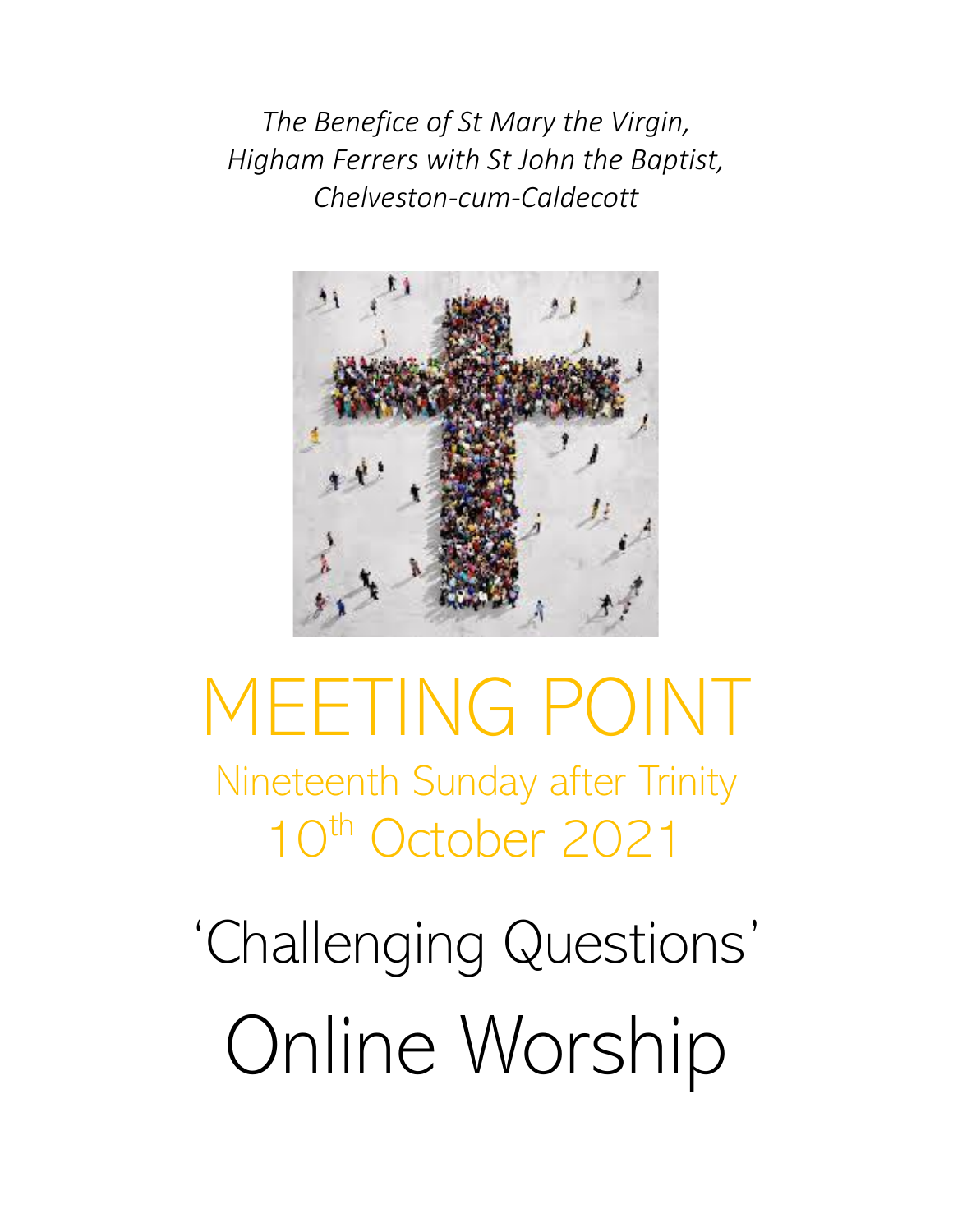*The Benefice of St Mary the Virgin, Higham Ferrers with St John the Baptist, Chelveston-cum-Caldecott*

# MEETING POINT

## Nineteenth Sunday after Trinity

## 10th October 2021

# 'Challenging Questions'

# Online Worship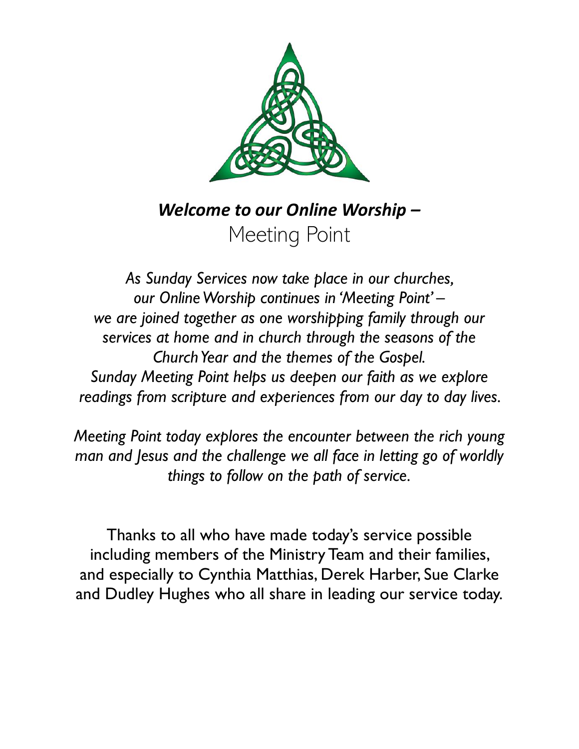# ***Welcome to our Online Worship –*** Meeting Point

*As Sunday Services now take place in our churches, our Online Worship continues in 'Meeting Point' – we are joined together as one worshipping family through our services at home and in church through the seasons of the Church Year and the themes of the Gospel. Sunday Meeting Point helps us deepen our faith as we explore readings from scripture and experiences from our day to day lives.*

*Meeting Point today explores the encounter between the rich young man and Jesus and the challenge we all face in letting go of worldly things to follow on the path of service.*

Thanks to all who have made today's service possible including members of the Ministry Team and their families, and especially to Cynthia Matthias, Derek Harber, Sue Clarke and Dudley Hughes who all share in leading our service today.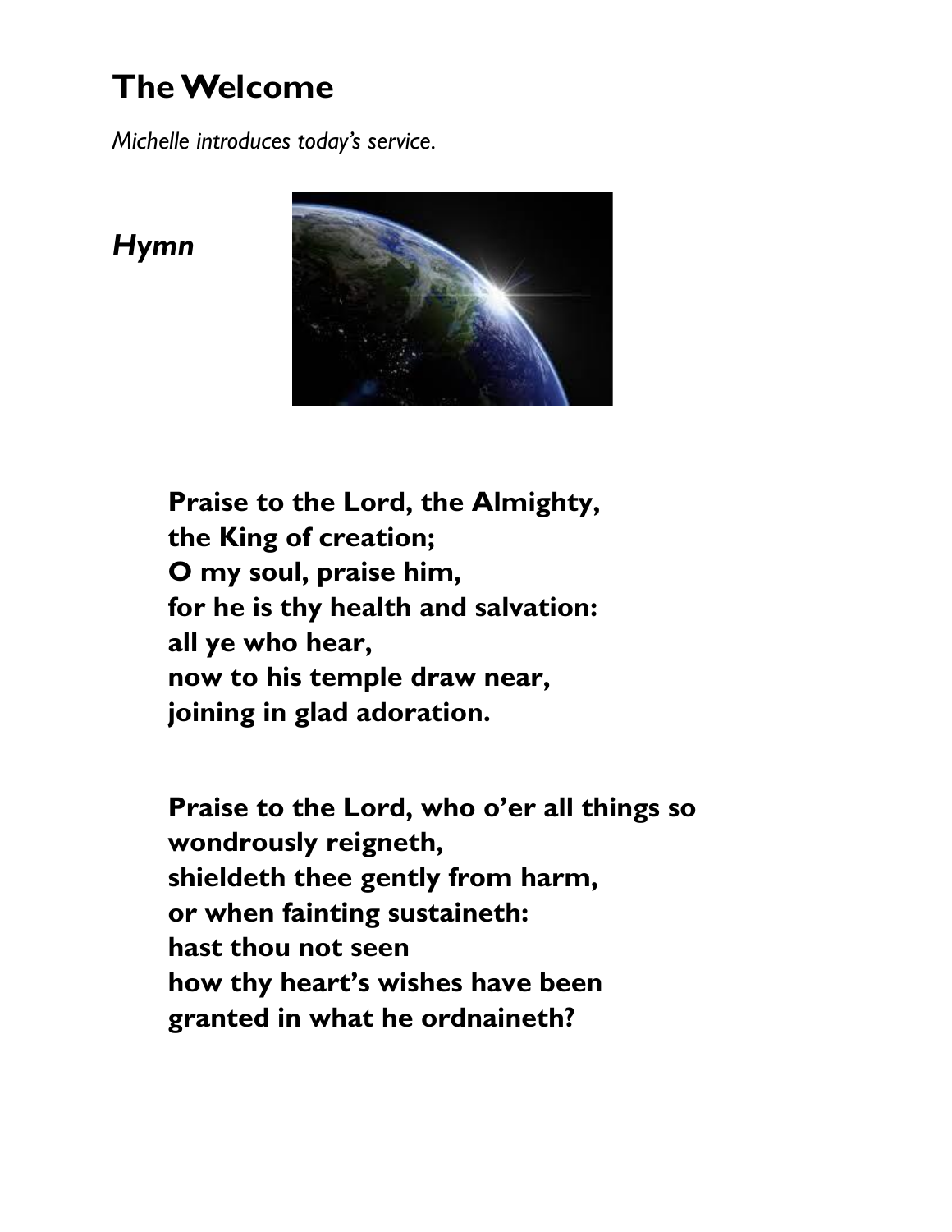# The Welcome

*Michelle introduces today's service.*

***Hymn***

**Praise to the Lord, the Almighty,**
**the King of creation;**
**O my soul, praise him,**
**for he is thy health and salvation:**
**all ye who hear,**
**now to his temple draw near,**
**joining in glad adoration.**

**Praise to the Lord, who o'er all things so**
**wondrously reigneth,**
**shieldeth thee gently from harm,**
**or when fainting sustaineth:**
**hast thou not seen**
**how thy heart's wishes have been**
**granted in what he ordnaineth?**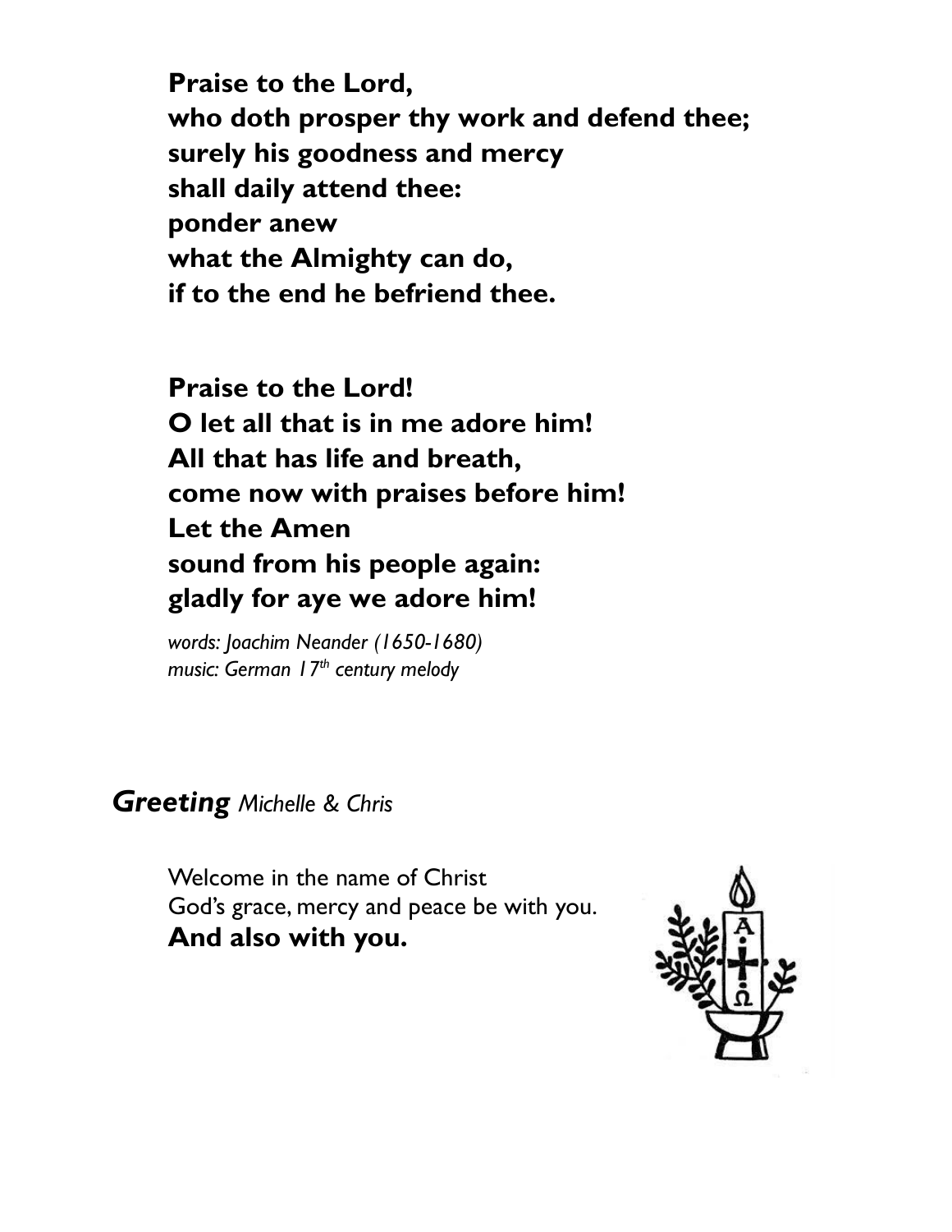**Praise to the Lord,**
**who doth prosper thy work and defend thee;**
**surely his goodness and mercy**
**shall daily attend thee:**
**ponder anew**
**what the Almighty can do,**
**if to the end he befriend thee.**

**Praise to the Lord!**
**O let all that is in me adore him!**
**All that has life and breath,**
**come now with praises before him!**
**Let the Amen**
**sound from his people again:**
**gladly for aye we adore him!**

*words: Joachim Neander (1650-1680)*
*music: German 17th century melody*

***Greeting*** *Michelle & Chris*

Welcome in the name of Christ
God's grace, mercy and peace be with you.
**And also with you.**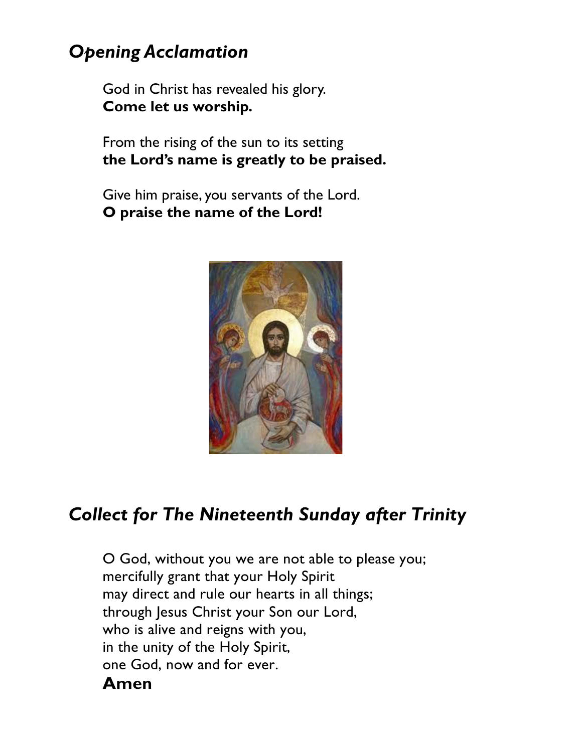## *Opening Acclamation*

God in Christ has revealed his glory.
**Come let us worship.**

From the rising of the sun to its setting
**the Lord's name is greatly to be praised.**

Give him praise, you servants of the Lord.
**O praise the name of the Lord!**

## *Collect for The Nineteenth Sunday after Trinity*

O God, without you we are not able to please you;
mercifully grant that your Holy Spirit
may direct and rule our hearts in all things;
through Jesus Christ your Son our Lord,
who is alive and reigns with you,
in the unity of the Holy Spirit,
one God, now and for ever.
**Amen**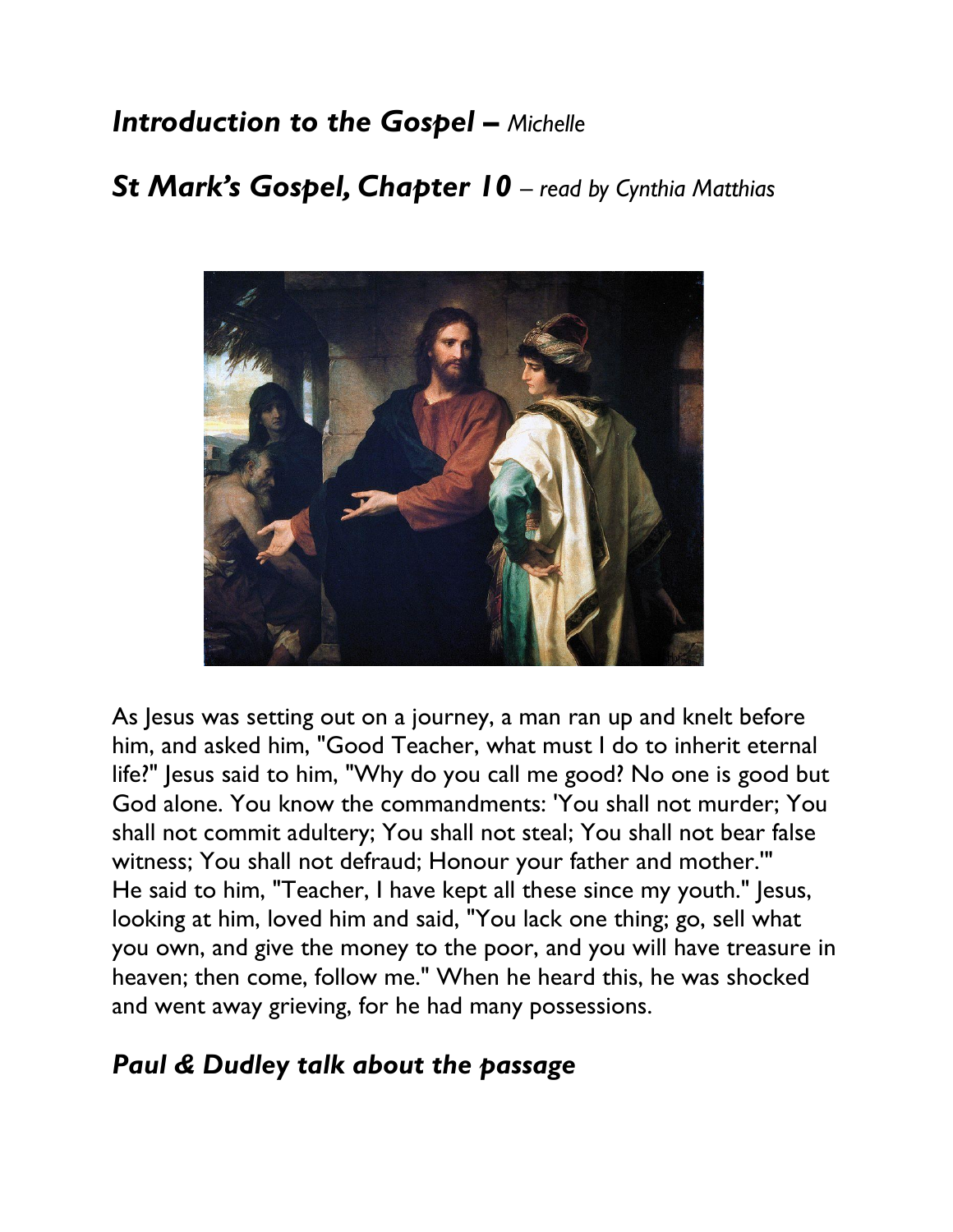## ***Introduction to the Gospel –*** *Michelle*

## ***St Mark's Gospel, Chapter 10*** *– read by Cynthia Matthias*

As Jesus was setting out on a journey, a man ran up and knelt before him, and asked him, "Good Teacher, what must I do to inherit eternal life?" Jesus said to him, "Why do you call me good? No one is good but God alone. You know the commandments: 'You shall not murder; You shall not commit adultery; You shall not steal; You shall not bear false witness; You shall not defraud; Honour your father and mother.'" He said to him, "Teacher, I have kept all these since my youth." Jesus, looking at him, loved him and said, "You lack one thing; go, sell what you own, and give the money to the poor, and you will have treasure in heaven; then come, follow me." When he heard this, he was shocked and went away grieving, for he had many possessions.

## ***Paul & Dudley talk about the passage***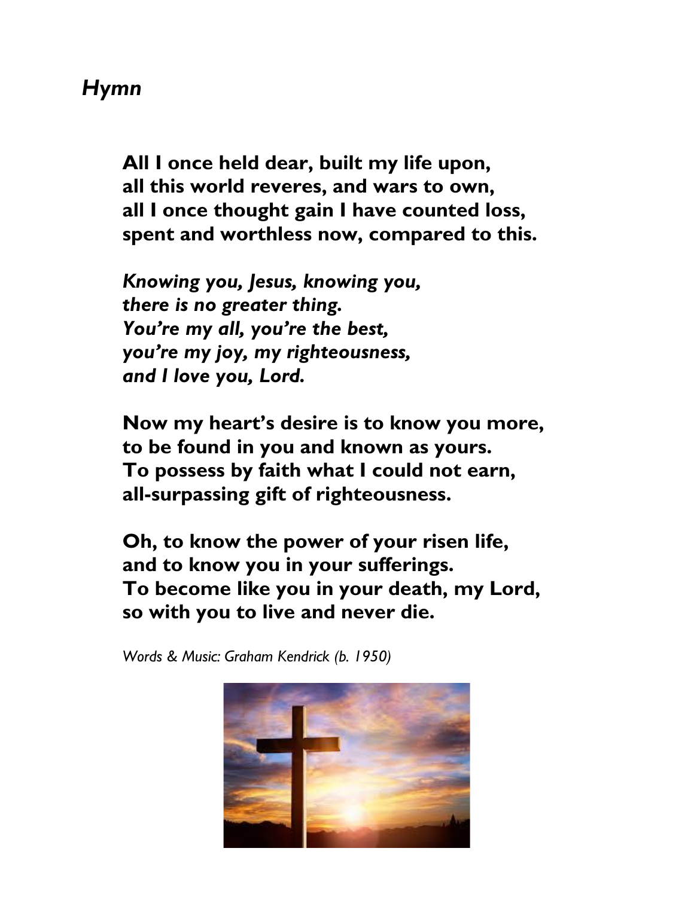## *Hymn*

**All I once held dear, built my life upon,**
**all this world reveres, and wars to own,**
**all I once thought gain I have counted loss,**
**spent and worthless now, compared to this.**

***Knowing you, Jesus, knowing you,***
***there is no greater thing.***
***You're my all, you're the best,***
***you're my joy, my righteousness,***
***and I love you, Lord.***

**Now my heart's desire is to know you more,**
**to be found in you and known as yours.**
**To possess by faith what I could not earn,**
**all-surpassing gift of righteousness.**

**Oh, to know the power of your risen life,**
**and to know you in your sufferings.**
**To become like you in your death, my Lord,**
**so with you to live and never die.**

*Words & Music: Graham Kendrick (b. 1950)*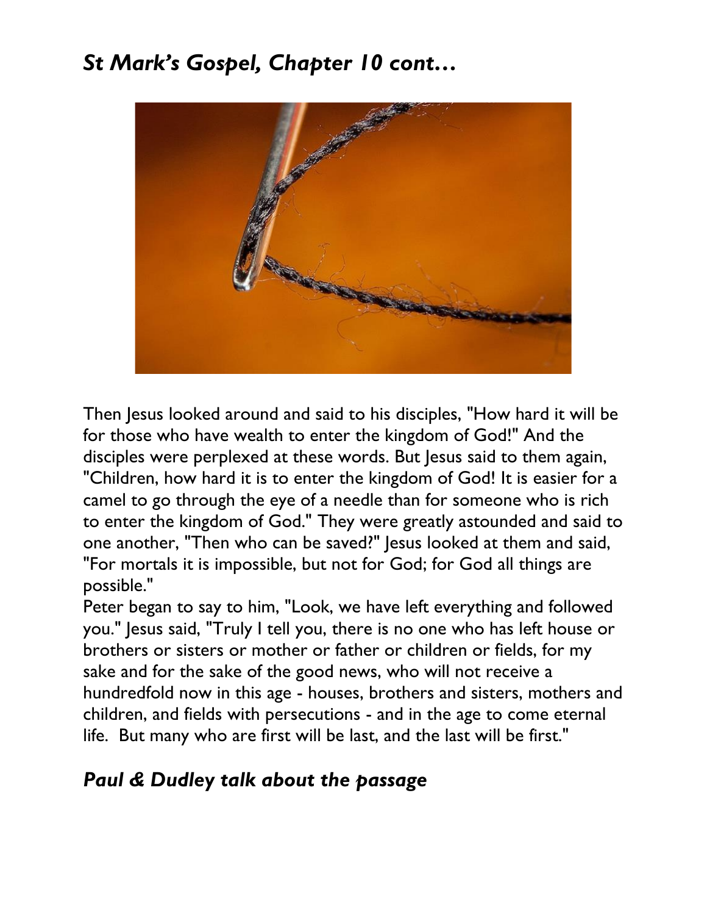## *St Mark's Gospel, Chapter 10 cont…*

Then Jesus looked around and said to his disciples, "How hard it will be for those who have wealth to enter the kingdom of God!" And the disciples were perplexed at these words. But Jesus said to them again, "Children, how hard it is to enter the kingdom of God! It is easier for a camel to go through the eye of a needle than for someone who is rich to enter the kingdom of God." They were greatly astounded and said to one another, "Then who can be saved?" Jesus looked at them and said, "For mortals it is impossible, but not for God; for God all things are possible."

Peter began to say to him, "Look, we have left everything and followed you." Jesus said, "Truly I tell you, there is no one who has left house or brothers or sisters or mother or father or children or fields, for my sake and for the sake of the good news, who will not receive a hundredfold now in this age - houses, brothers and sisters, mothers and children, and fields with persecutions - and in the age to come eternal life. But many who are first will be last, and the last will be first."

## *Paul & Dudley talk about the passage*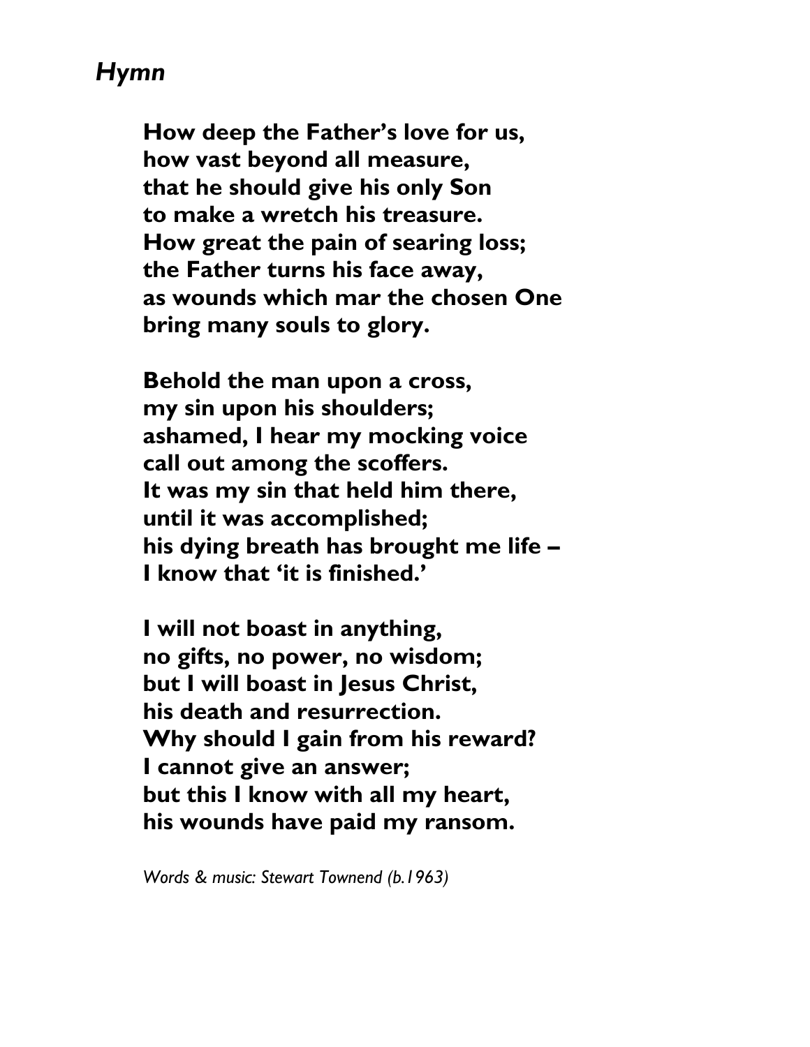## *Hymn*

**How deep the Father's love for us,**
**how vast beyond all measure,**
**that he should give his only Son**
**to make a wretch his treasure.**
**How great the pain of searing loss;**
**the Father turns his face away,**
**as wounds which mar the chosen One**
**bring many souls to glory.**

**Behold the man upon a cross,**
**my sin upon his shoulders;**
**ashamed, I hear my mocking voice**
**call out among the scoffers.**
**It was my sin that held him there,**
**until it was accomplished;**
**his dying breath has brought me life –**
**I know that 'it is finished.'**

**I will not boast in anything,**
**no gifts, no power, no wisdom;**
**but I will boast in Jesus Christ,**
**his death and resurrection.**
**Why should I gain from his reward?**
**I cannot give an answer;**
**but this I know with all my heart,**
**his wounds have paid my ransom.**

*Words & music: Stewart Townend (b.1963)*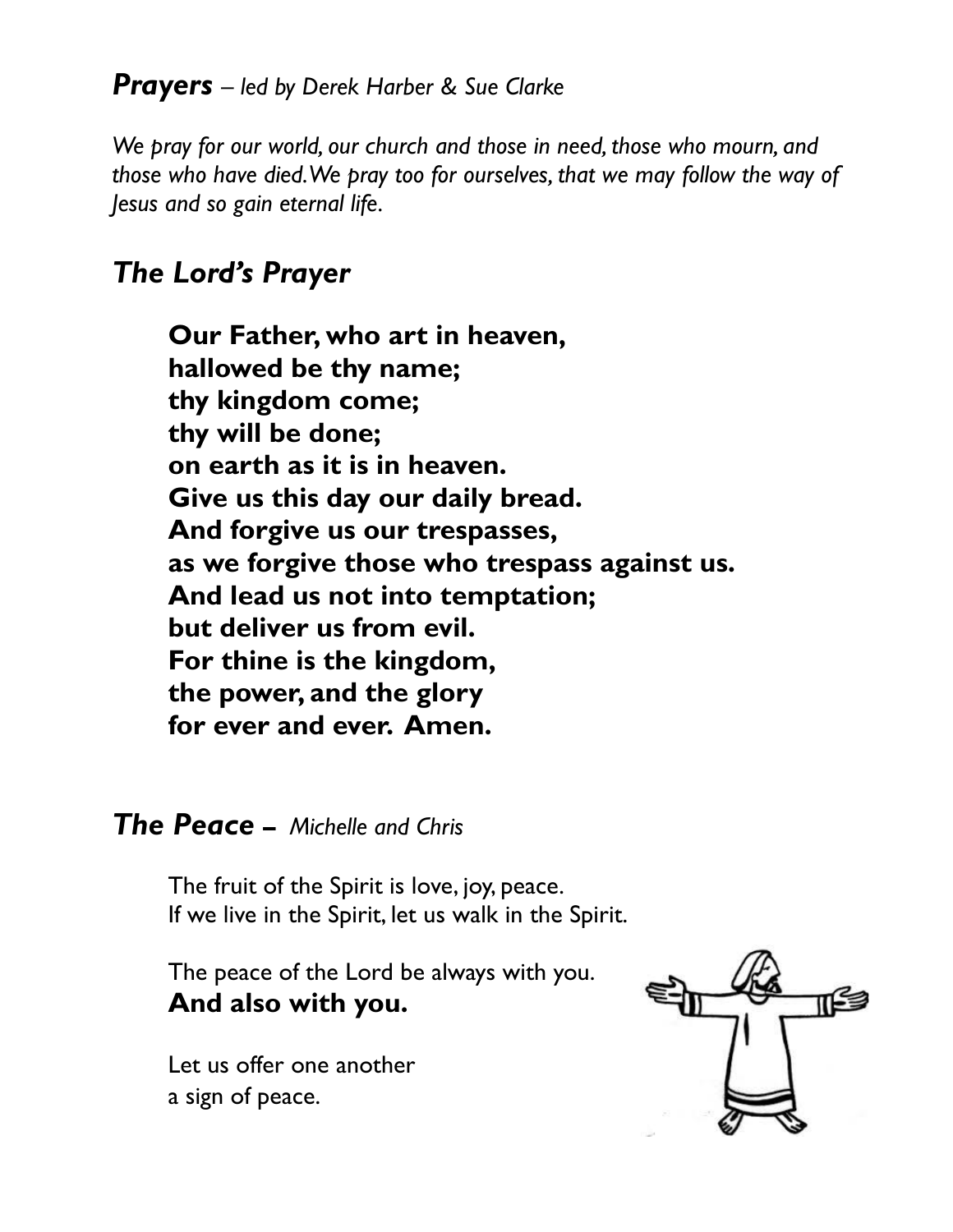## ***Prayers*** *– led by Derek Harber & Sue Clarke*

*We pray for our world, our church and those in need, those who mourn, and those who have died. We pray too for ourselves, that we may follow the way of Jesus and so gain eternal life.*

## *The Lord's Prayer*

**Our Father, who art in heaven,**
**hallowed be thy name;**
**thy kingdom come;**
**thy will be done;**
**on earth as it is in heaven.**
**Give us this day our daily bread.**
**And forgive us our trespasses,**
**as we forgive those who trespass against us.**
**And lead us not into temptation;**
**but deliver us from evil.**
**For thine is the kingdom,**
**the power, and the glory**
**for ever and ever. Amen.**

## ***The Peace*** *– Michelle and Chris*

The fruit of the Spirit is love, joy, peace.
If we live in the Spirit, let us walk in the Spirit.

The peace of the Lord be always with you.
**And also with you.**

Let us offer one another
a sign of peace.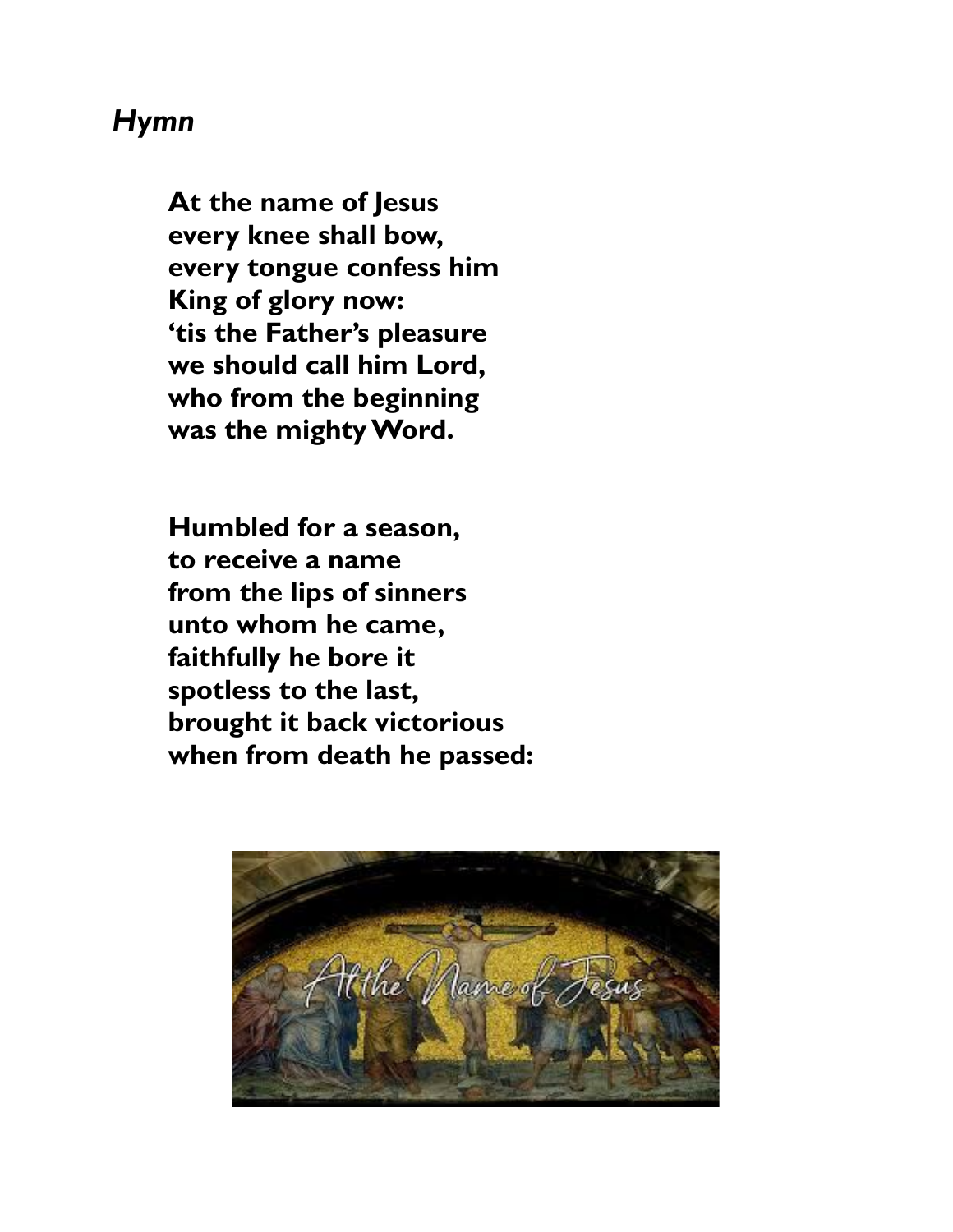***Hymn***

**At the name of Jesus**
**every knee shall bow,**
**every tongue confess him**
**King of glory now:**
**'tis the Father's pleasure**
**we should call him Lord,**
**who from the beginning**
**was the mighty Word.**

**Humbled for a season,**
**to receive a name**
**from the lips of sinners**
**unto whom he came,**
**faithfully he bore it**
**spotless to the last,**
**brought it back victorious**
**when from death he passed:**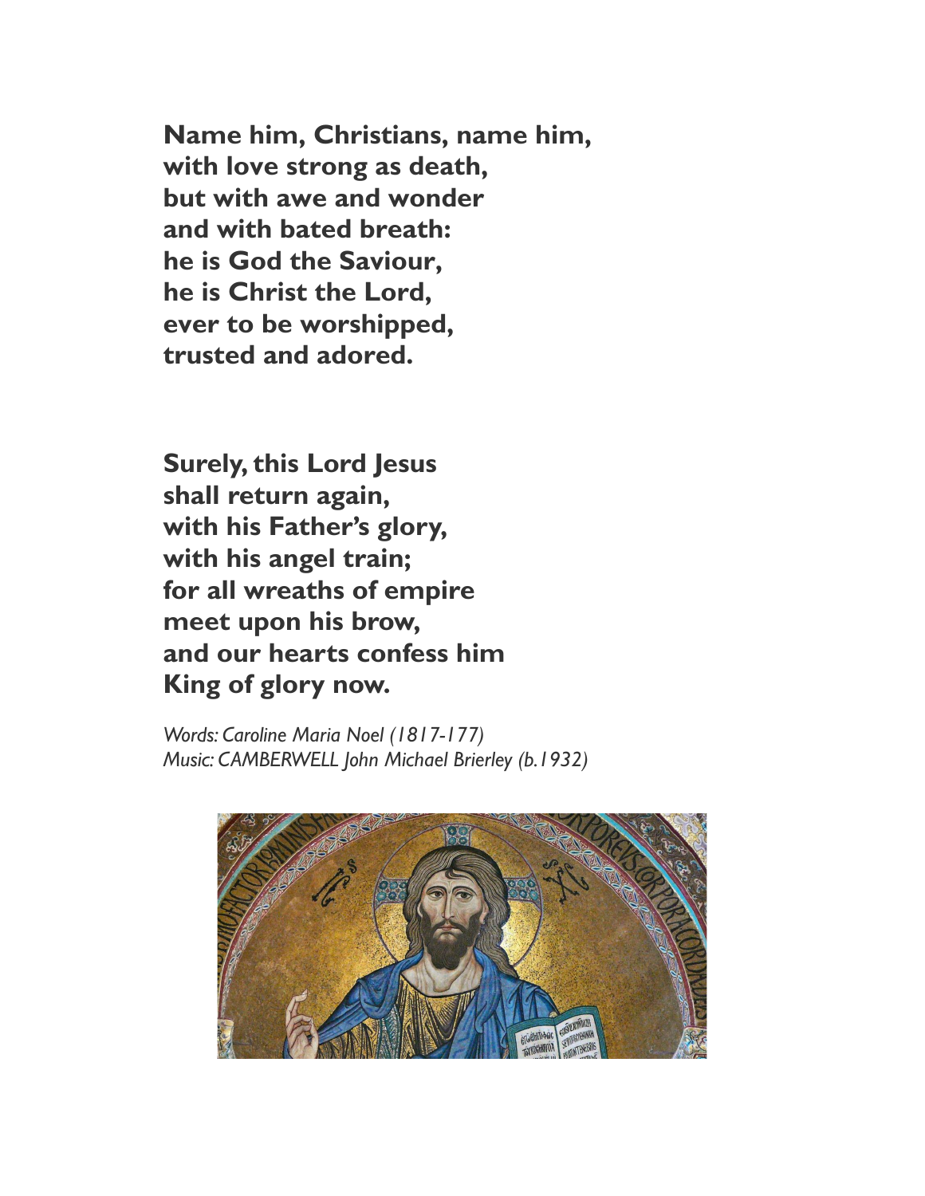**Name him, Christians, name him,**
**with love strong as death,**
**but with awe and wonder**
**and with bated breath:**
**he is God the Saviour,**
**he is Christ the Lord,**
**ever to be worshipped,**
**trusted and adored.**

**Surely, this Lord Jesus**
**shall return again,**
**with his Father's glory,**
**with his angel train;**
**for all wreaths of empire**
**meet upon his brow,**
**and our hearts confess him**
**King of glory now.**

*Words: Caroline Maria Noel (1817-177)*
*Music: CAMBERWELL John Michael Brierley (b.1932)*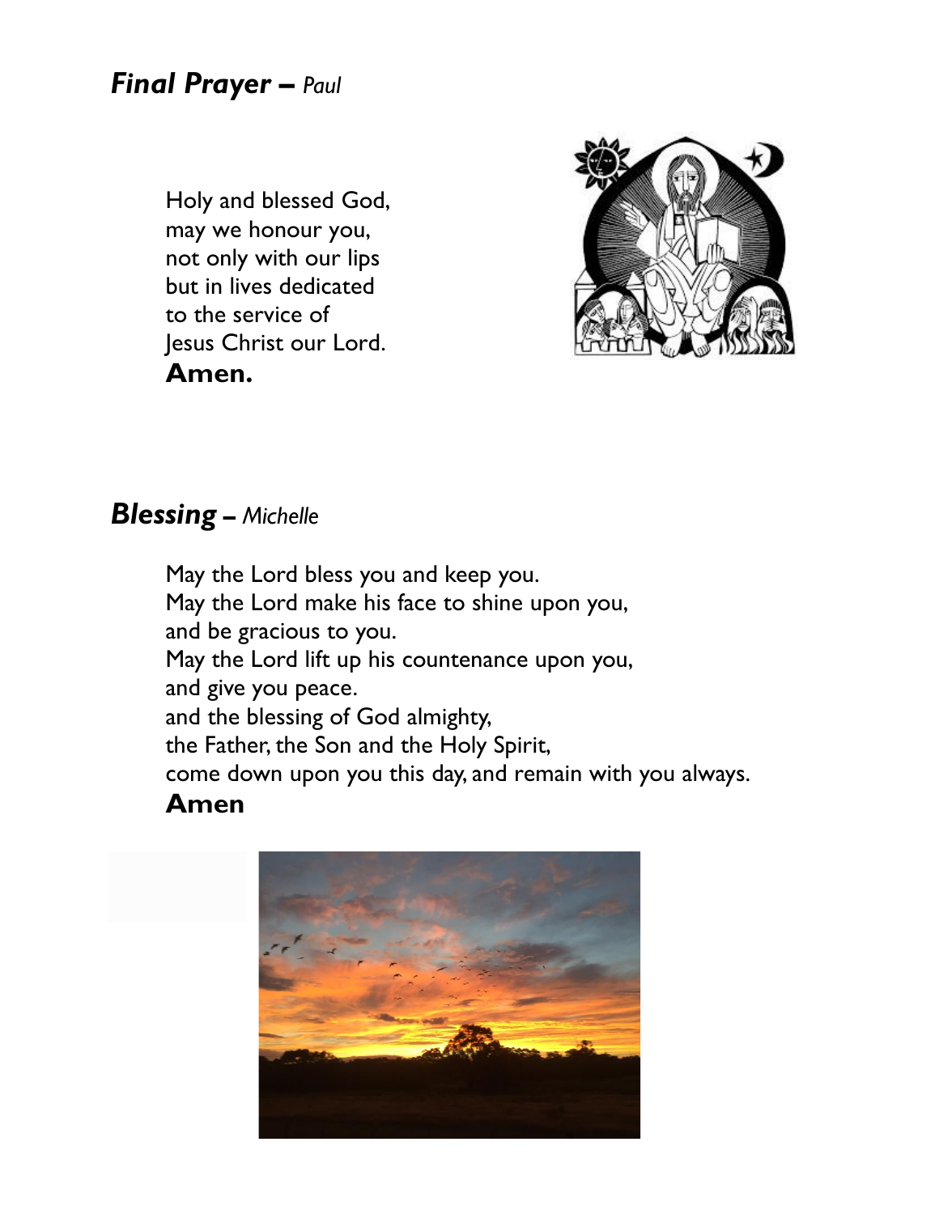## ***Final Prayer –*** *Paul*

Holy and blessed God,
may we honour you,
not only with our lips
but in lives dedicated
to the service of
Jesus Christ our Lord.
**Amen.**

## ***Blessing –*** *Michelle*

May the Lord bless you and keep you.
May the Lord make his face to shine upon you,
and be gracious to you.
May the Lord lift up his countenance upon you,
and give you peace.
and the blessing of God almighty,
the Father, the Son and the Holy Spirit,
come down upon you this day, and remain with you always.
**Amen**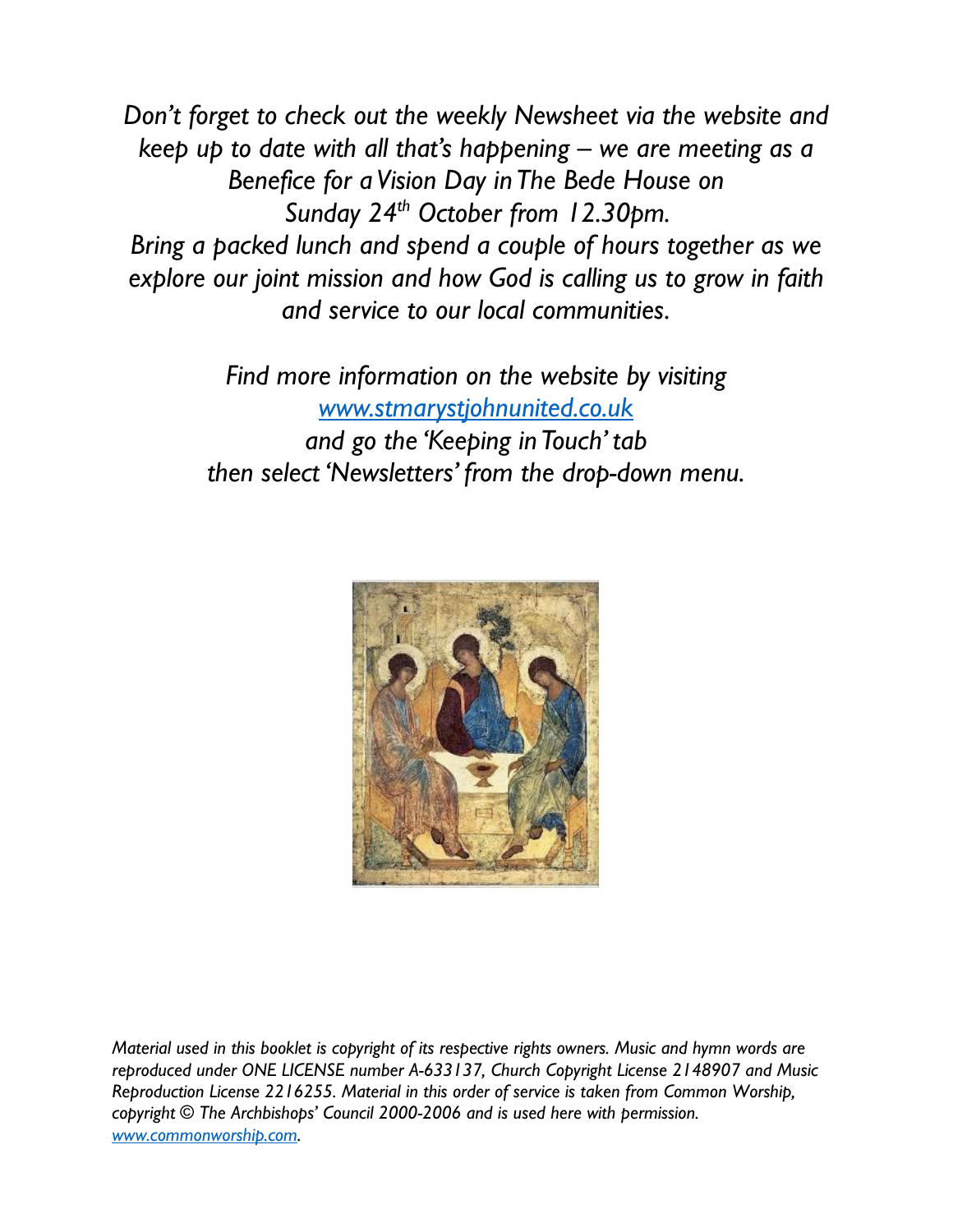*Don't forget to check out the weekly Newsheet via the website and keep up to date with all that's happening – we are meeting as a Benefice for a Vision Day in The Bede House on Sunday 24th October from 12.30pm.*
*Bring a packed lunch and spend a couple of hours together as we explore our joint mission and how God is calling us to grow in faith and service to our local communities.*

*Find more information on the website by visiting*
*[www.stmarystjohnunited.co.uk](http://www.stmarystjohnunited.co.uk)*
*and go the 'Keeping in Touch' tab*
*then select 'Newsletters' from the drop-down menu.*

*Material used in this booklet is copyright of its respective rights owners. Music and hymn words are reproduced under ONE LICENSE number A-633137, Church Copyright License 2148907 and Music Reproduction License 2216255. Material in this order of service is taken from Common Worship, copyright © The Archbishops' Council 2000-2006 and is used here with permission. [www.commonworship.com](http://www.commonworship.com).*